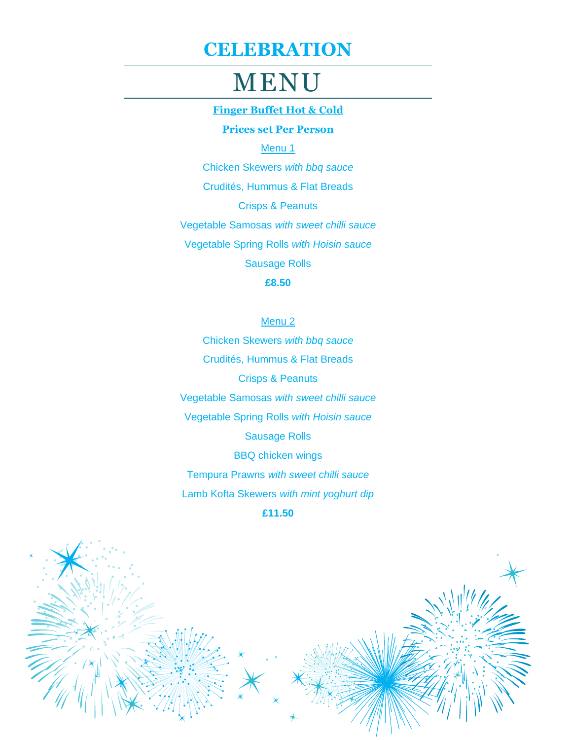# CELEBRATION

# MENU

**Finger Buffet Hot & Cold**

**Prices set Per Person**

## Menu 1

Chicken Skewers *with bbq sauce*

Crudités, Hummus & Flat Breads

Crisps & Peanuts

Vegetable Samosas *with sweet chilli sauce*

Vegetable Spring Rolls *with Hoisin sauce*

Sausage Rolls

**£8.50**

## Menu 2

Chicken Skewers *with bbq sauce*

Crudités, Hummus & Flat Breads

Crisps & Peanuts

Vegetable Samosas *with sweet chilli sauce*

Vegetable Spring Rolls *with Hoisin sauce*

Sausage Rolls

BBQ chicken wings

Tempura Prawns *with sweet chilli sauce*

Lamb Kofta Skewers *with mint yoghurt dip*

**£11.50**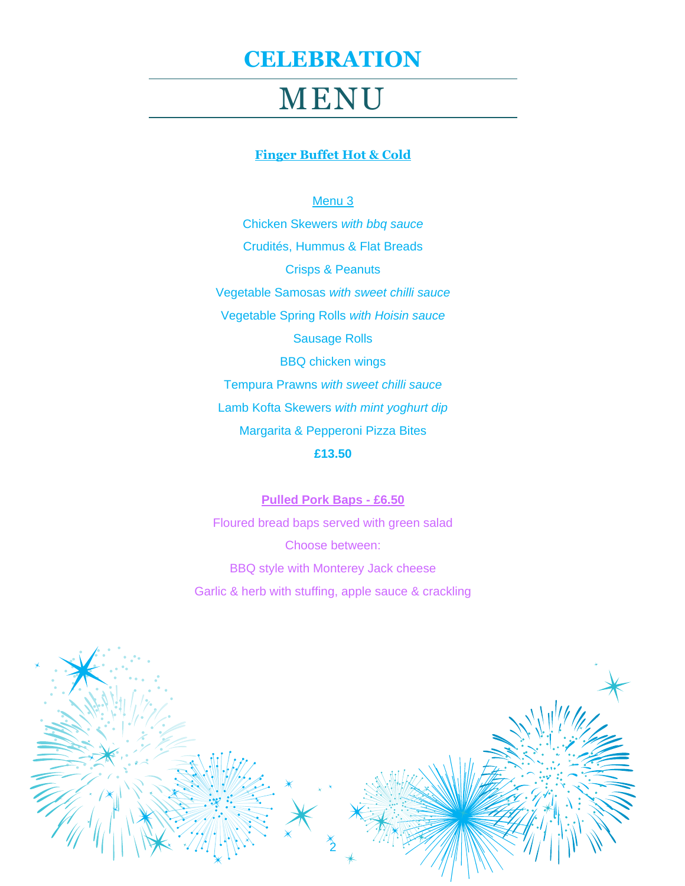# CELEBRATION

# MENU

## Finger Buffet Hot & Cold

### Menu 3

Chicken Skewers *with bbq sauce*

Crudités, Hummus & Flat Breads

Crisps & Peanuts

Vegetable Samosas *with sweet chilli sauce*

Vegetable Spring Rolls *with Hoisin sauce*

Sausage Rolls

BBQ chicken wings

Tempura Prawns *with sweet chilli sauce*

Lamb Kofta Skewers *with mint yoghurt dip*

Margarita & Pepperoni Pizza Bites

**£13.50**

### Pulled Pork Baps - £6.50

Floured bread baps served with green salad

Choose between:

BBQ style with Monterey Jack cheese

Garlic & herb with stuffing, apple sauce & crackling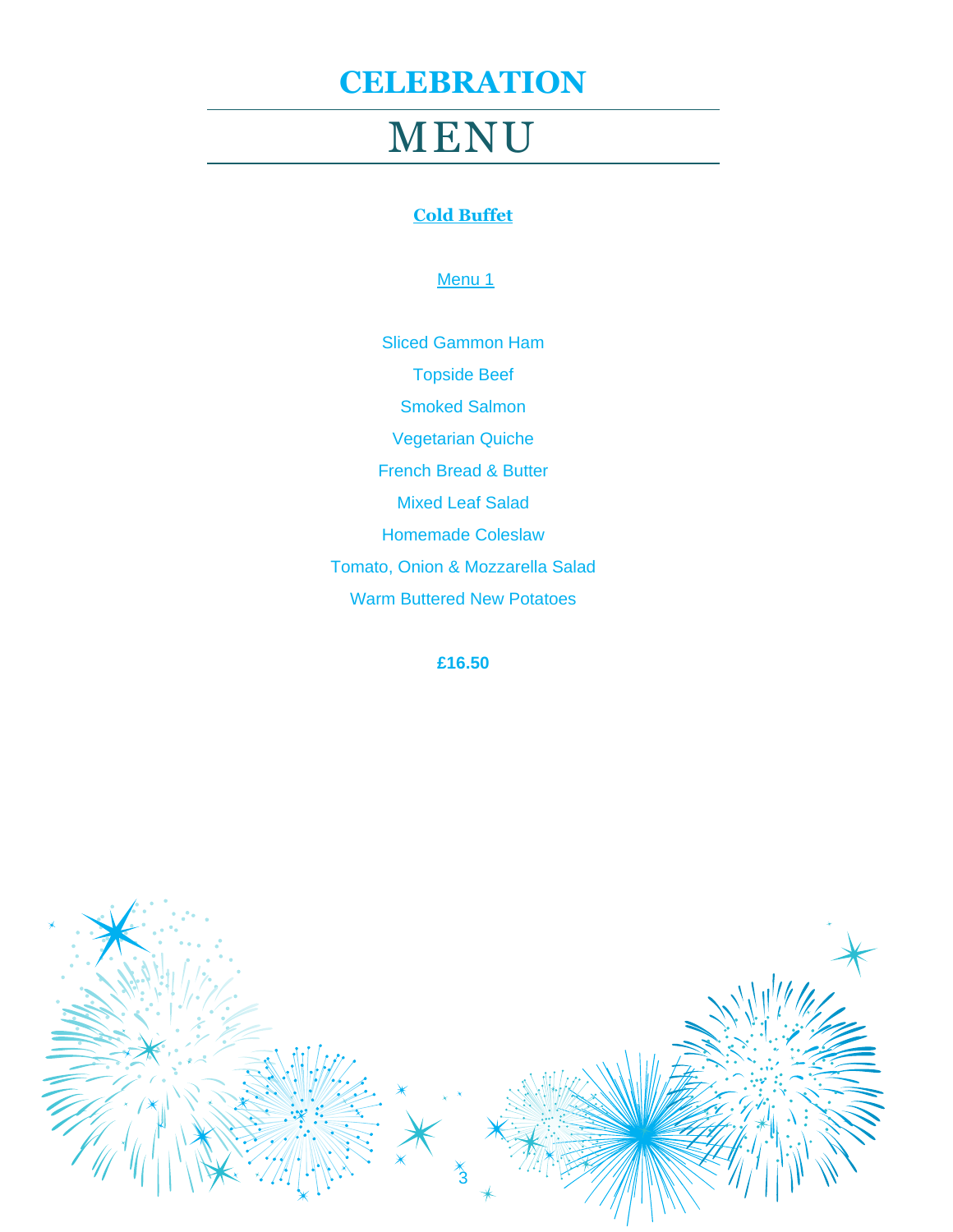# CELEBRATION

# MENU

## Cold Buffet

### Menu 1

Sliced Gammon Ham

Topside Beef

Smoked Salmon

Vegetarian Quiche

French Bread & Butter

Mixed Leaf Salad

Homemade Coleslaw

Tomato, Onion & Mozzarella Salad

Warm Buttered New Potatoes

**£16.50**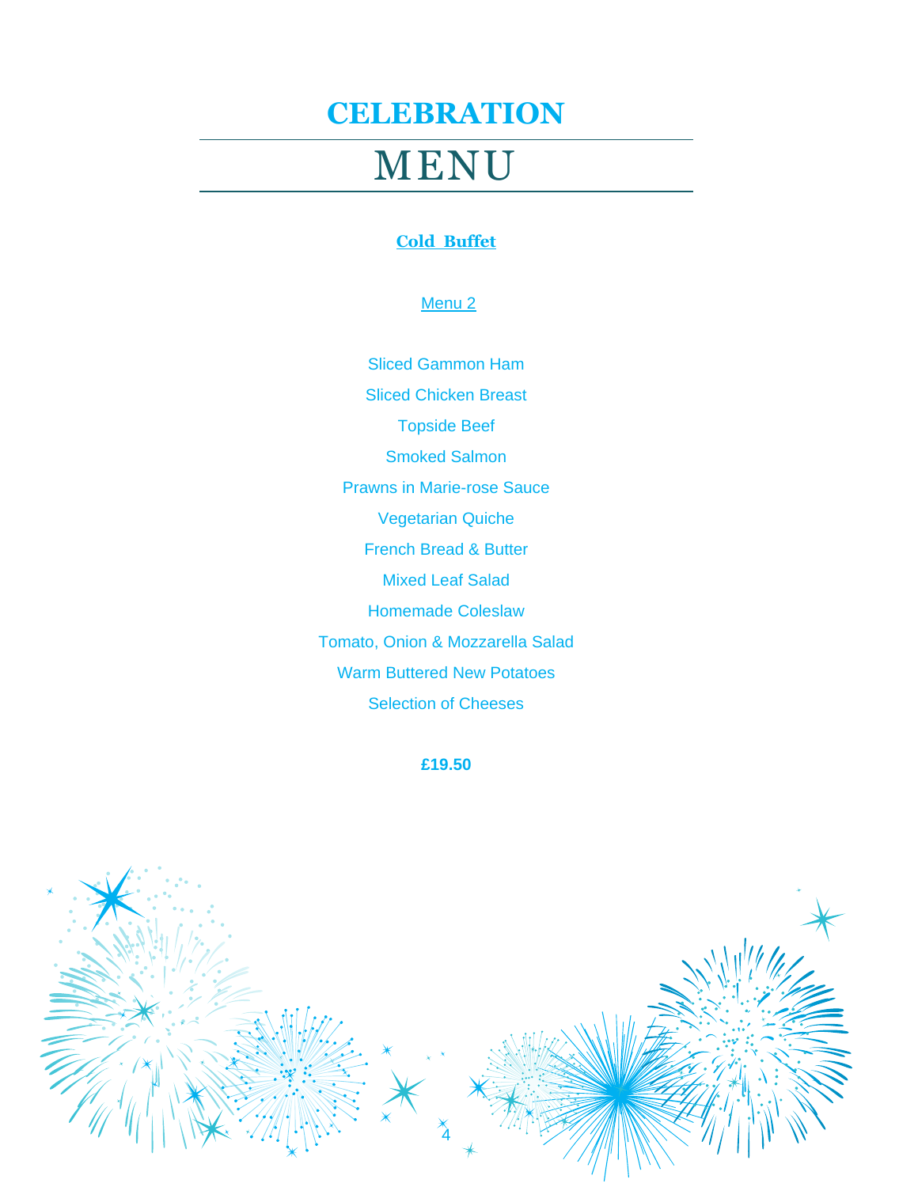# CELEBRATION

# MENU

## Cold Buffet

### Menu 2

Sliced Gammon Ham

Sliced Chicken Breast

Topside Beef

Smoked Salmon

Prawns in Marie-rose Sauce

Vegetarian Quiche

French Bread & Butter

Mixed Leaf Salad

Homemade Coleslaw

Tomato, Onion & Mozzarella Salad

Warm Buttered New Potatoes

Selection of Cheeses

**£19.50**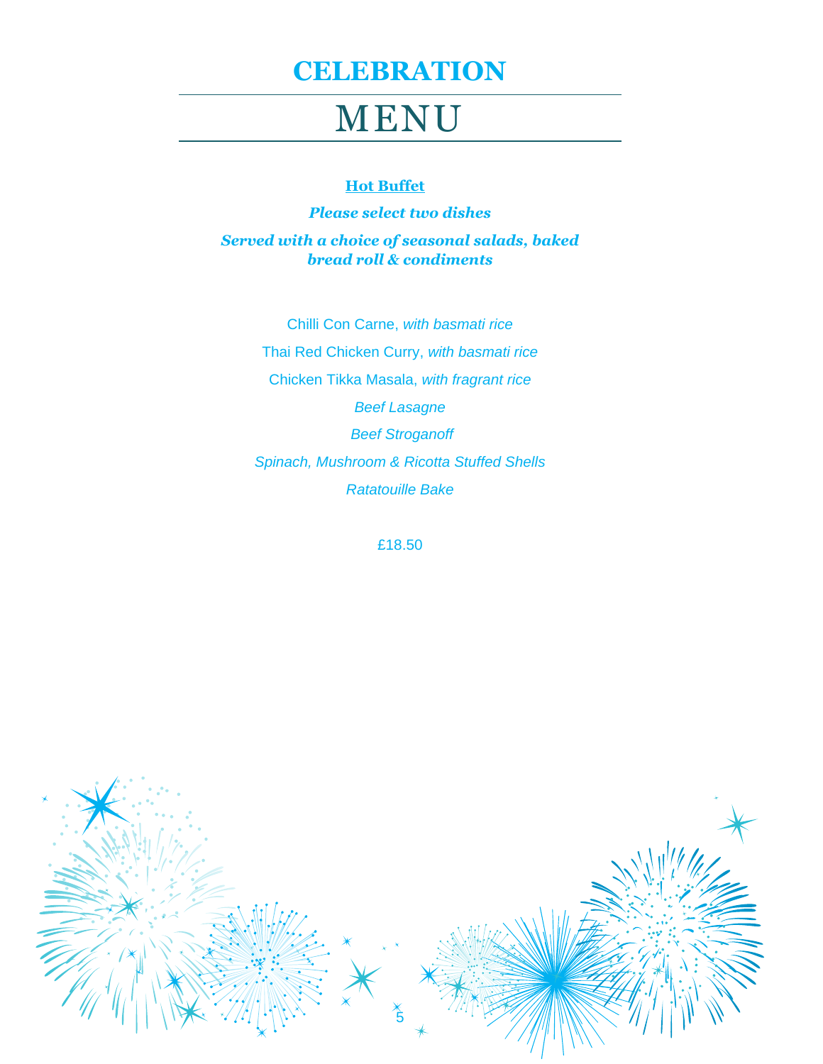# CELEBRATION

# MENU

**Hot Buffet**

***Please select two dishes***

***Served with a choice of seasonal salads, baked bread roll & condiments***

Chilli Con Carne, *with basmati rice*

Thai Red Chicken Curry, *with basmati rice*

Chicken Tikka Masala, *with fragrant rice*

*Beef Lasagne*

*Beef Stroganoff*

*Spinach, Mushroom & Ricotta Stuffed Shells*

*Ratatouille Bake*

£18.50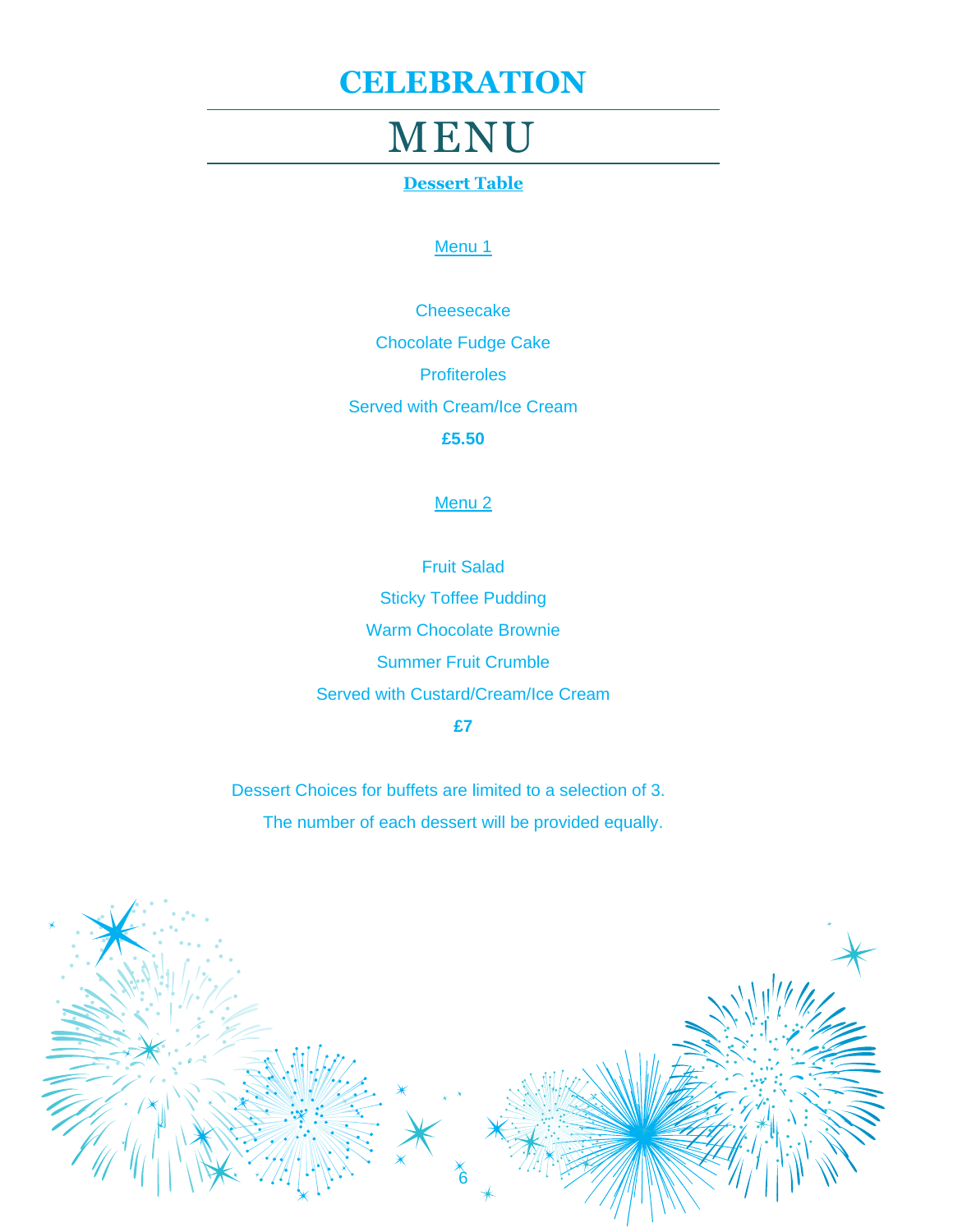# CELEBRATION

# MENU

## Dessert Table

### Menu 1

Cheesecake

Chocolate Fudge Cake

Profiteroles

Served with Cream/Ice Cream

**£5.50**

### Menu 2

Fruit Salad

Sticky Toffee Pudding

Warm Chocolate Brownie

Summer Fruit Crumble

Served with Custard/Cream/Ice Cream

**£7**

Dessert Choices for buffets are limited to a selection of 3.

The number of each dessert will be provided equally.